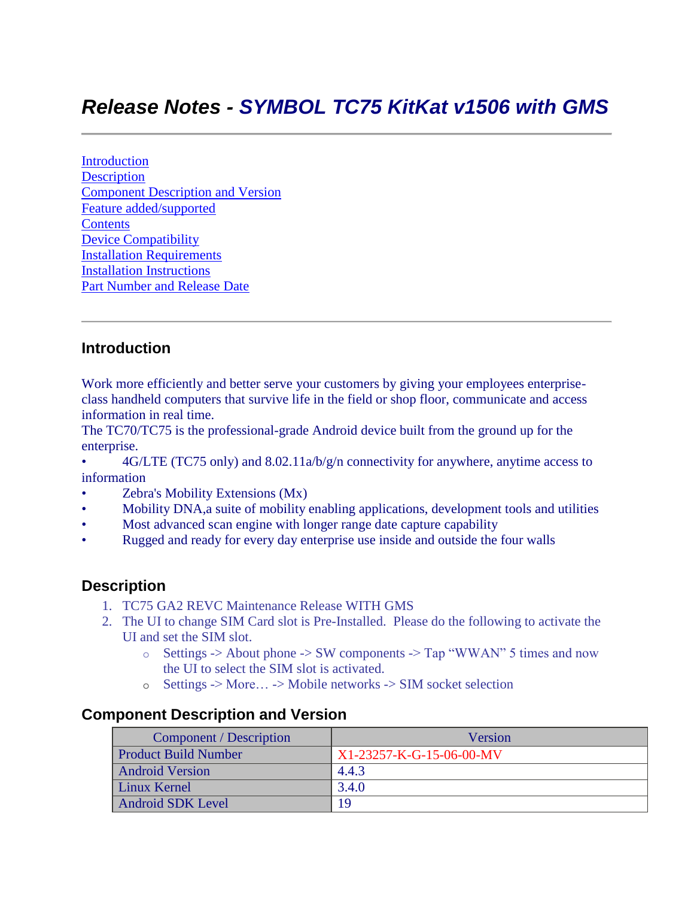# *Release Notes - SYMBOL TC75 KitKat v1506 with GMS*

---

[Introduction](#introduction)
[Description](#description)
[Component Description and Version](#component-description-and-version)
[Feature added/supported](#)
[Contents](#)
[Device Compatibility](#)
[Installation Requirements](#)
[Installation Instructions](#)
[Part Number and Release Date](#)

---

## Introduction

Work more efficiently and better serve your customers by giving your employees enterprise-class handheld computers that survive life in the field or shop floor, communicate and access information in real time.
The TC70/TC75 is the professional-grade Android device built from the ground up for the enterprise.

- 4G/LTE (TC75 only) and 8.02.11a/b/g/n connectivity for anywhere, anytime access to information
- Zebra's Mobility Extensions (Mx)
- Mobility DNA,a suite of mobility enabling applications, development tools and utilities
- Most advanced scan engine with longer range date capture capability
- Rugged and ready for every day enterprise use inside and outside the four walls

## Description

1. TC75 GA2 REVC Maintenance Release WITH GMS
2. The UI to change SIM Card slot is Pre-Installed. Please do the following to activate the UI and set the SIM slot.
   - Settings -> About phone -> SW components -> Tap "WWAN" 5 times and now the UI to select the SIM slot is activated.
   - Settings -> More… -> Mobile networks -> SIM socket selection

## Component Description and Version

| Component / Description | Version |
|---|---|
| Product Build Number | X1-23257-K-G-15-06-00-MV |
| Android Version | 4.4.3 |
| Linux Kernel | 3.4.0 |
| Android SDK Level | 19 |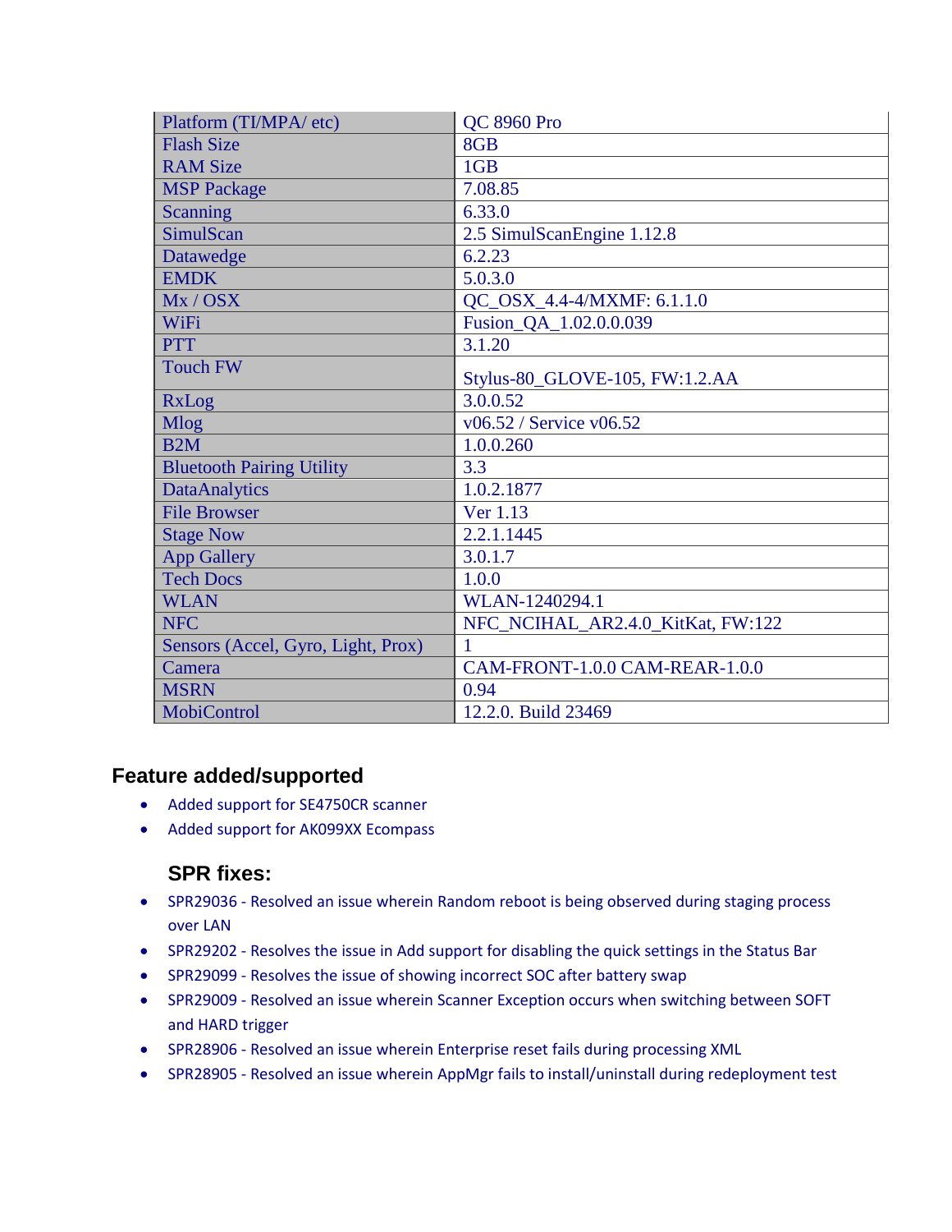| Platform (TI/MPA/ etc) | QC 8960 Pro |
|---|---|
| Flash Size | 8GB |
| RAM Size | 1GB |
| MSP Package | 7.08.85 |
| Scanning | 6.33.0 |
| SimulScan | 2.5 SimulScanEngine 1.12.8 |
| Datawedge | 6.2.23 |
| EMDK | 5.0.3.0 |
| Mx / OSX | QC_OSX_4.4-4/MXMF: 6.1.1.0 |
| WiFi | Fusion_QA_1.02.0.0.039 |
| PTT | 3.1.20 |
| Touch FW | Stylus-80_GLOVE-105, FW:1.2.AA |
| RxLog | 3.0.0.52 |
| Mlog | v06.52 / Service v06.52 |
| B2M | 1.0.0.260 |
| Bluetooth Pairing Utility | 3.3 |
| DataAnalytics | 1.0.2.1877 |
| File Browser | Ver 1.13 |
| Stage Now | 2.2.1.1445 |
| App Gallery | 3.0.1.7 |
| Tech Docs | 1.0.0 |
| WLAN | WLAN-1240294.1 |
| NFC | NFC_NCIHAL_AR2.4.0_KitKat, FW:122 |
| Sensors (Accel, Gyro, Light, Prox) | 1 |
| Camera | CAM-FRONT-1.0.0 CAM-REAR-1.0.0 |
| MSRN | 0.94 |
| MobiControl | 12.2.0. Build 23469 |

## Feature added/supported

- Added support for SE4750CR scanner
- Added support for AK099XX Ecompass

### SPR fixes:

- SPR29036 - Resolved an issue wherein Random reboot is being observed during staging process over LAN
- SPR29202 - Resolves the issue in Add support for disabling the quick settings in the Status Bar
- SPR29099 - Resolves the issue of showing incorrect SOC after battery swap
- SPR29009 - Resolved an issue wherein Scanner Exception occurs when switching between SOFT and HARD trigger
- SPR28906 - Resolved an issue wherein Enterprise reset fails during processing XML
- SPR28905 - Resolved an issue wherein AppMgr fails to install/uninstall during redeployment test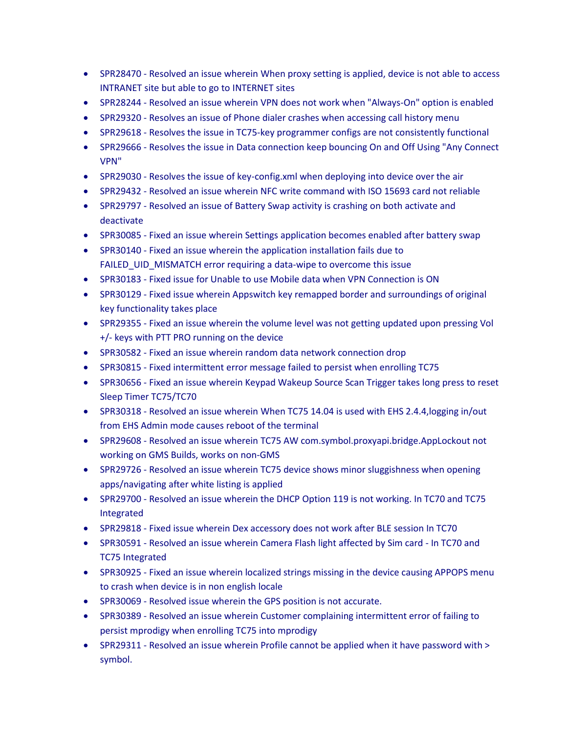- SPR28470 - Resolved an issue wherein When proxy setting is applied, device is not able to access INTRANET site but able to go to INTERNET sites
- SPR28244 - Resolved an issue wherein VPN does not work when "Always-On" option is enabled
- SPR29320 - Resolves an issue of Phone dialer crashes when accessing call history menu
- SPR29618 - Resolves the issue in TC75-key programmer configs are not consistently functional
- SPR29666 - Resolves the issue in Data connection keep bouncing On and Off Using "Any Connect VPN"
- SPR29030 - Resolves the issue of key-config.xml when deploying into device over the air
- SPR29432 - Resolved an issue wherein NFC write command with ISO 15693 card not reliable
- SPR29797 - Resolved an issue of Battery Swap activity is crashing on both activate and deactivate
- SPR30085 - Fixed an issue wherein Settings application becomes enabled after battery swap
- SPR30140 - Fixed an issue wherein the application installation fails due to FAILED_UID_MISMATCH error requiring a data-wipe to overcome this issue
- SPR30183 - Fixed issue for Unable to use Mobile data when VPN Connection is ON
- SPR30129 - Fixed issue wherein Appswitch key remapped border and surroundings of original key functionality takes place
- SPR29355 - Fixed an issue wherein the volume level was not getting updated upon pressing Vol +/- keys with PTT PRO running on the device
- SPR30582 - Fixed an issue wherein random data network connection drop
- SPR30815 - Fixed intermittent error message failed to persist when enrolling TC75
- SPR30656 - Fixed an issue wherein Keypad Wakeup Source Scan Trigger takes long press to reset Sleep Timer TC75/TC70
- SPR30318 - Resolved an issue wherein When TC75 14.04 is used with EHS 2.4.4,logging in/out from EHS Admin mode causes reboot of the terminal
- SPR29608 - Resolved an issue wherein TC75 AW com.symbol.proxyapi.bridge.AppLockout not working on GMS Builds, works on non-GMS
- SPR29726 - Resolved an issue wherein TC75 device shows minor sluggishness when opening apps/navigating after white listing is applied
- SPR29700 - Resolved an issue wherein the DHCP Option 119 is not working. In TC70 and TC75 Integrated
- SPR29818 - Fixed issue wherein Dex accessory does not work after BLE session In TC70
- SPR30591 - Resolved an issue wherein Camera Flash light affected by Sim card - In TC70 and TC75 Integrated
- SPR30925 - Fixed an issue wherein localized strings missing in the device causing APPOPS menu to crash when device is in non english locale
- SPR30069 - Resolved issue wherein the GPS position is not accurate.
- SPR30389 - Resolved an issue wherein Customer complaining intermittent error of failing to persist mprodigy when enrolling TC75 into mprodigy
- SPR29311 - Resolved an issue wherein Profile cannot be applied when it have password with > symbol.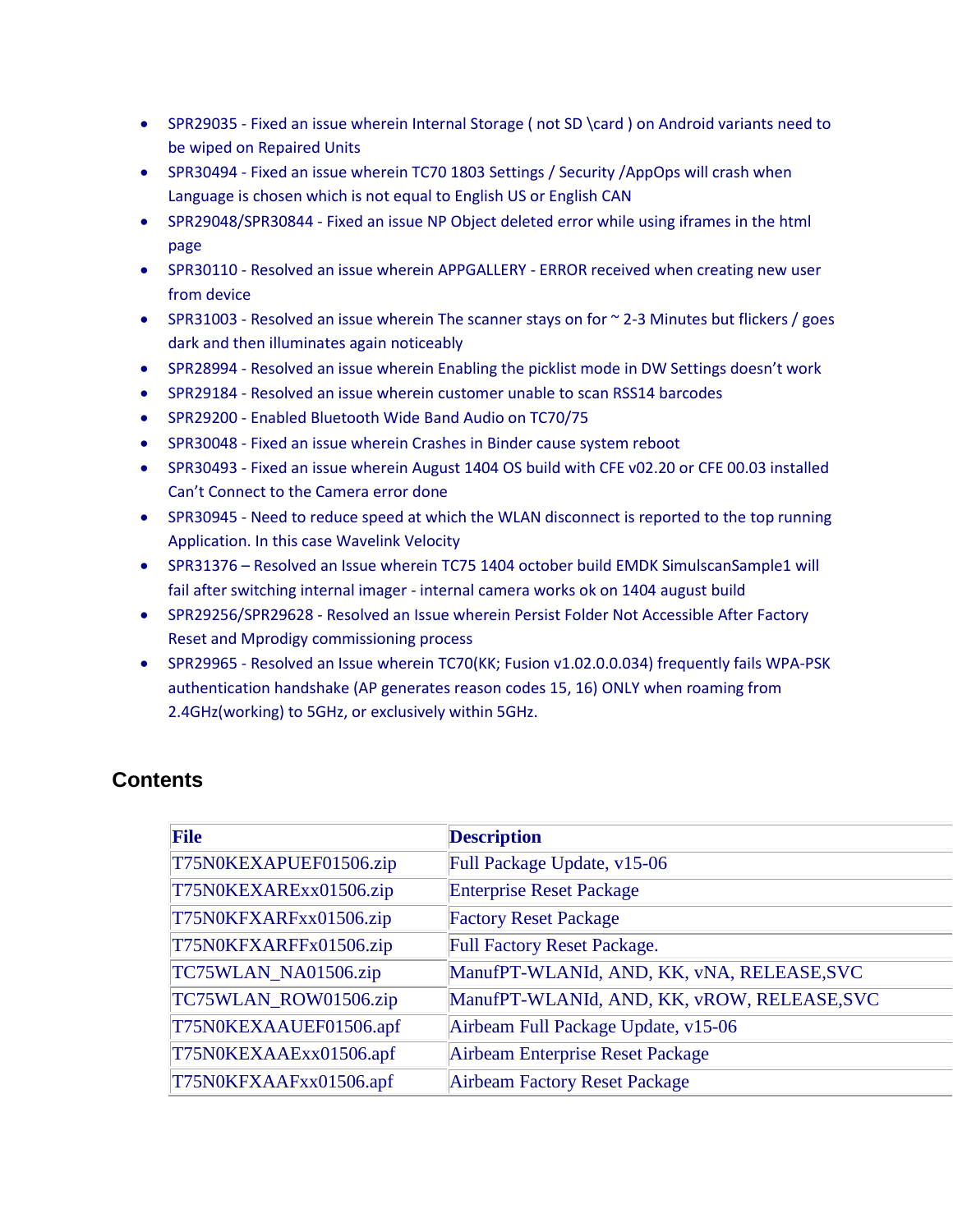- SPR29035 - Fixed an issue wherein Internal Storage ( not SD \card ) on Android variants need to be wiped on Repaired Units
- SPR30494 - Fixed an issue wherein TC70 1803 Settings / Security /AppOps will crash when Language is chosen which is not equal to English US or English CAN
- SPR29048/SPR30844 - Fixed an issue NP Object deleted error while using iframes in the html page
- SPR30110 - Resolved an issue wherein APPGALLERY - ERROR received when creating new user from device
- SPR31003 - Resolved an issue wherein The scanner stays on for ~ 2-3 Minutes but flickers / goes dark and then illuminates again noticeably
- SPR28994 - Resolved an issue wherein Enabling the picklist mode in DW Settings doesn't work
- SPR29184 - Resolved an issue wherein customer unable to scan RSS14 barcodes
- SPR29200 - Enabled Bluetooth Wide Band Audio on TC70/75
- SPR30048 - Fixed an issue wherein Crashes in Binder cause system reboot
- SPR30493 - Fixed an issue wherein August 1404 OS build with CFE v02.20 or CFE 00.03 installed Can't Connect to the Camera error done
- SPR30945 - Need to reduce speed at which the WLAN disconnect is reported to the top running Application. In this case Wavelink Velocity
- SPR31376 – Resolved an Issue wherein TC75 1404 october build EMDK SimulscanSample1 will fail after switching internal imager - internal camera works ok on 1404 august build
- SPR29256/SPR29628 - Resolved an Issue wherein Persist Folder Not Accessible After Factory Reset and Mprodigy commissioning process
- SPR29965 - Resolved an Issue wherein TC70(KK; Fusion v1.02.0.0.034) frequently fails WPA-PSK authentication handshake (AP generates reason codes 15, 16) ONLY when roaming from 2.4GHz(working) to 5GHz, or exclusively within 5GHz.

## Contents

| File | Description |
| --- | --- |
| T75N0KEXAPUEF01506.zip | Full Package Update, v15-06 |
| T75N0KEXAREx01506.zip | Enterprise Reset Package |
| T75N0KFXARFxx01506.zip | Factory Reset Package |
| T75N0KFXARFFx01506.zip | Full Factory Reset Package. |
| TC75WLAN_NA01506.zip | ManufPT-WLANId, AND, KK, vNA, RELEASE,SVC |
| TC75WLAN_ROW01506.zip | ManufPT-WLANId, AND, KK, vROW, RELEASE,SVC |
| T75N0KEXAAUEF01506.apf | Airbeam Full Package Update, v15-06 |
| T75N0KEXAAExx01506.apf | Airbeam Enterprise Reset Package |
| T75N0KFXAAFxx01506.apf | Airbeam Factory Reset Package |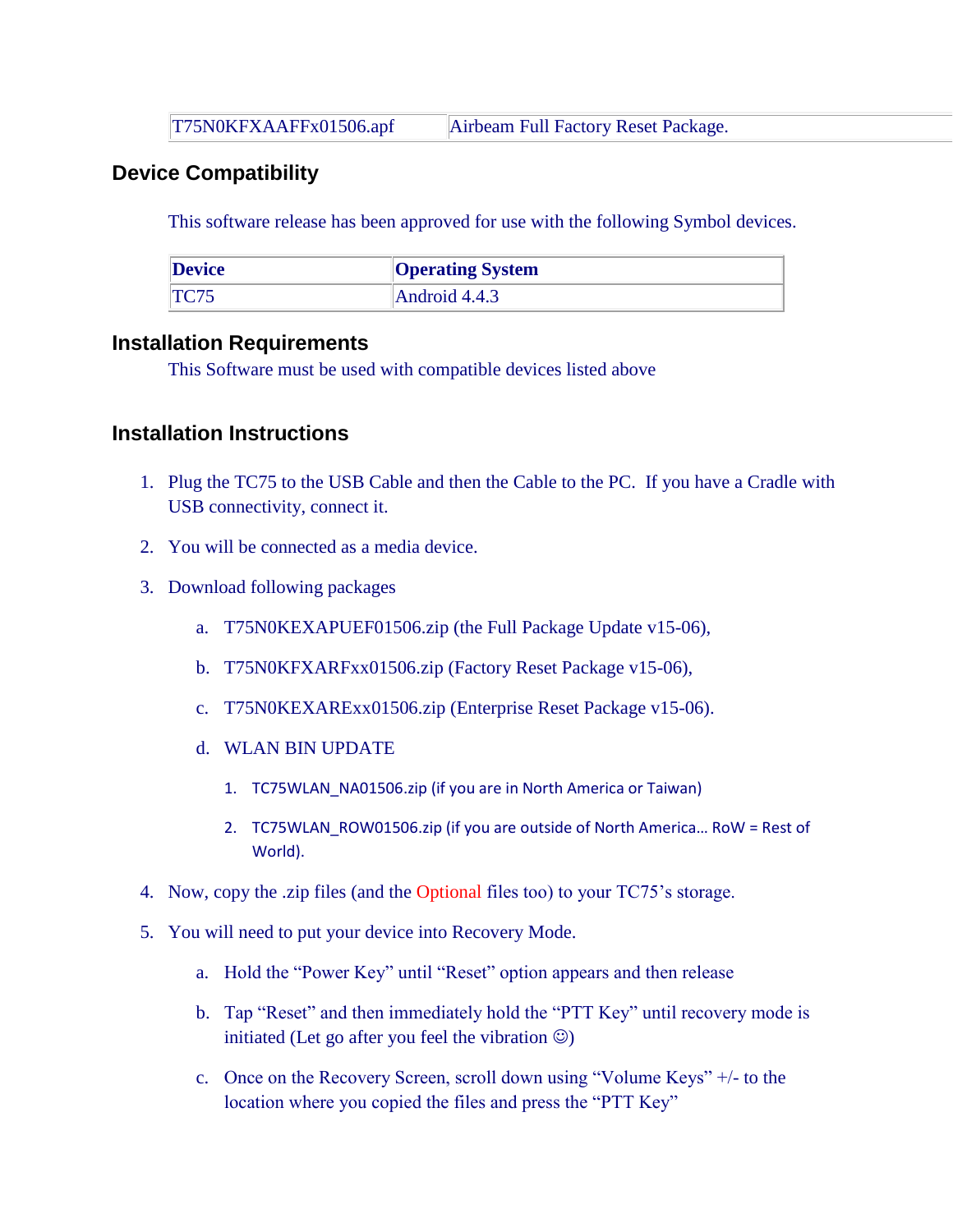| T75N0KFXAAFFx01506.apf | Airbeam Full Factory Reset Package. |
| --- | --- |

## Device Compatibility

This software release has been approved for use with the following Symbol devices.

| Device | Operating System |
| --- | --- |
| TC75 | Android 4.4.3 |

## Installation Requirements

This Software must be used with compatible devices listed above

## Installation Instructions

1. Plug the TC75 to the USB Cable and then the Cable to the PC. If you have a Cradle with USB connectivity, connect it.
2. You will be connected as a media device.
3. Download following packages
   a. T75N0KEXAPUEF01506.zip (the Full Package Update v15-06),
   b. T75N0KFXARFxx01506.zip (Factory Reset Package v15-06),
   c. T75N0KEXARExx01506.zip (Enterprise Reset Package v15-06).
   d. WLAN BIN UPDATE
      1. TC75WLAN_NA01506.zip (if you are in North America or Taiwan)
      2. TC75WLAN_ROW01506.zip (if you are outside of North America… RoW = Rest of World).
4. Now, copy the .zip files (and the Optional files too) to your TC75's storage.
5. You will need to put your device into Recovery Mode.
   a. Hold the "Power Key" until "Reset" option appears and then release
   b. Tap "Reset" and then immediately hold the "PTT Key" until recovery mode is initiated (Let go after you feel the vibration ☺)
   c. Once on the Recovery Screen, scroll down using "Volume Keys" +/- to the location where you copied the files and press the "PTT Key"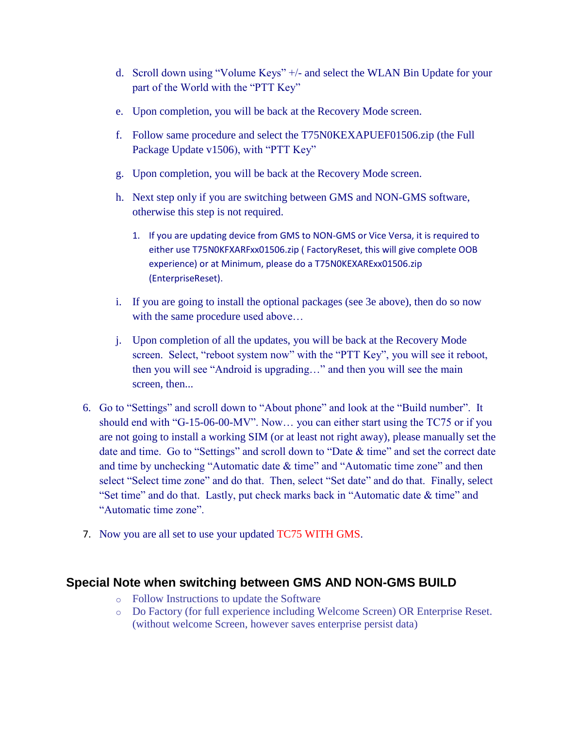d. Scroll down using "Volume Keys" +/- and select the WLAN Bin Update for your part of the World with the "PTT Key"

e. Upon completion, you will be back at the Recovery Mode screen.

f. Follow same procedure and select the T75N0KEXAPUEF01506.zip (the Full Package Update v1506), with "PTT Key"

g. Upon completion, you will be back at the Recovery Mode screen.

h. Next step only if you are switching between GMS and NON-GMS software, otherwise this step is not required.

   1. If you are updating device from GMS to NON-GMS or Vice Versa, it is required to either use T75N0KFXARFxx01506.zip ( FactoryReset, this will give complete OOB experience) or at Minimum, please do a T75N0KEXARExx01506.zip (EnterpriseReset).

i. If you are going to install the optional packages (see 3e above), then do so now with the same procedure used above…

j. Upon completion of all the updates, you will be back at the Recovery Mode screen. Select, "reboot system now" with the "PTT Key", you will see it reboot, then you will see "Android is upgrading…" and then you will see the main screen, then...

6. Go to "Settings" and scroll down to "About phone" and look at the "Build number". It should end with "G-15-06-00-MV". Now… you can either start using the TC75 or if you are not going to install a working SIM (or at least not right away), please manually set the date and time. Go to "Settings" and scroll down to "Date & time" and set the correct date and time by unchecking "Automatic date & time" and "Automatic time zone" and then select "Select time zone" and do that. Then, select "Set date" and do that. Finally, select "Set time" and do that. Lastly, put check marks back in "Automatic date & time" and "Automatic time zone".

7. Now you are all set to use your updated TC75 WITH GMS.

## Special Note when switching between GMS AND NON-GMS BUILD

- Follow Instructions to update the Software
- Do Factory (for full experience including Welcome Screen) OR Enterprise Reset. (without welcome Screen, however saves enterprise persist data)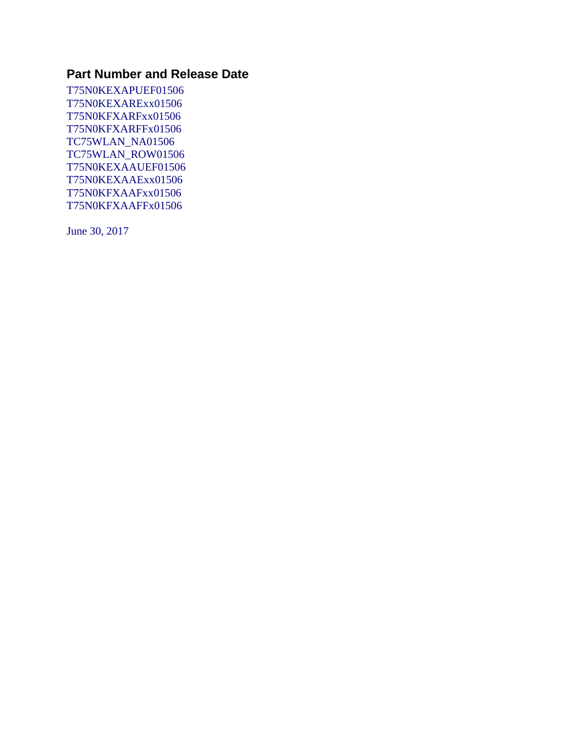## Part Number and Release Date

T75N0KEXAPUEF01506
T75N0KEXARExx01506
T75N0KFXARFxx01506
T75N0KFXARFFx01506
TC75WLAN_NA01506
TC75WLAN_ROW01506
T75N0KEXAAUEF01506
T75N0KEXAAExx01506
T75N0KFXAAFxx01506
T75N0KFXAAFFx01506

June 30, 2017